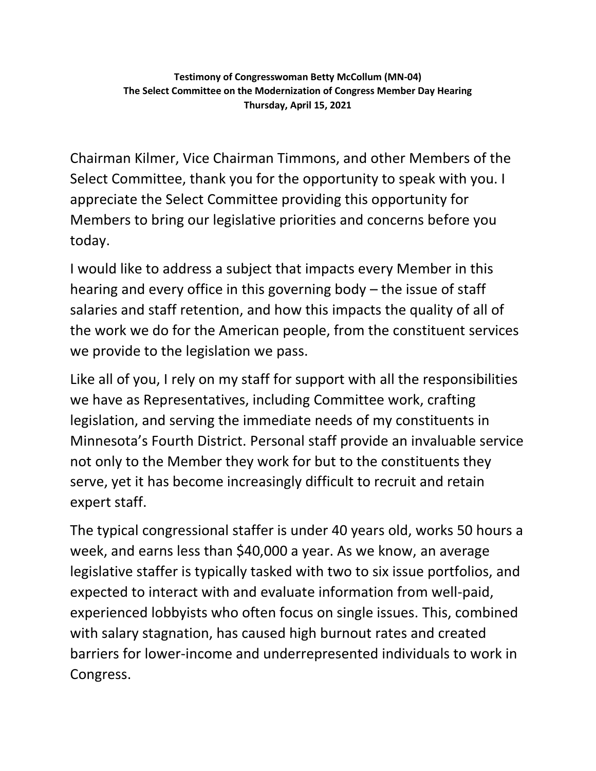**Testimony of Congresswoman Betty McCollum (MN-04)**
**The Select Committee on the Modernization of Congress Member Day Hearing**
**Thursday, April 15, 2021**

Chairman Kilmer, Vice Chairman Timmons, and other Members of the Select Committee, thank you for the opportunity to speak with you. I appreciate the Select Committee providing this opportunity for Members to bring our legislative priorities and concerns before you today.

I would like to address a subject that impacts every Member in this hearing and every office in this governing body – the issue of staff salaries and staff retention, and how this impacts the quality of all of the work we do for the American people, from the constituent services we provide to the legislation we pass.

Like all of you, I rely on my staff for support with all the responsibilities we have as Representatives, including Committee work, crafting legislation, and serving the immediate needs of my constituents in Minnesota's Fourth District. Personal staff provide an invaluable service not only to the Member they work for but to the constituents they serve, yet it has become increasingly difficult to recruit and retain expert staff.

The typical congressional staffer is under 40 years old, works 50 hours a week, and earns less than $40,000 a year. As we know, an average legislative staffer is typically tasked with two to six issue portfolios, and expected to interact with and evaluate information from well-paid, experienced lobbyists who often focus on single issues. This, combined with salary stagnation, has caused high burnout rates and created barriers for lower-income and underrepresented individuals to work in Congress.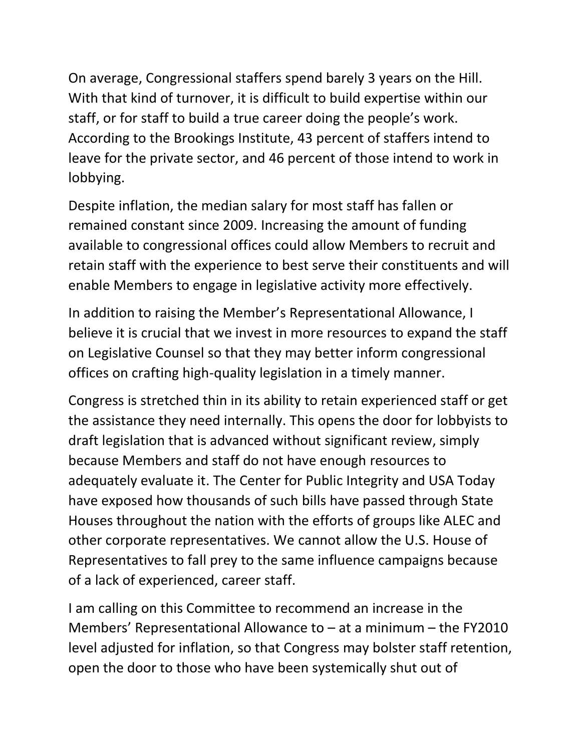On average, Congressional staffers spend barely 3 years on the Hill. With that kind of turnover, it is difficult to build expertise within our staff, or for staff to build a true career doing the people's work. According to the Brookings Institute, 43 percent of staffers intend to leave for the private sector, and 46 percent of those intend to work in lobbying.

Despite inflation, the median salary for most staff has fallen or remained constant since 2009. Increasing the amount of funding available to congressional offices could allow Members to recruit and retain staff with the experience to best serve their constituents and will enable Members to engage in legislative activity more effectively.

In addition to raising the Member's Representational Allowance, I believe it is crucial that we invest in more resources to expand the staff on Legislative Counsel so that they may better inform congressional offices on crafting high-quality legislation in a timely manner.

Congress is stretched thin in its ability to retain experienced staff or get the assistance they need internally. This opens the door for lobbyists to draft legislation that is advanced without significant review, simply because Members and staff do not have enough resources to adequately evaluate it. The Center for Public Integrity and USA Today have exposed how thousands of such bills have passed through State Houses throughout the nation with the efforts of groups like ALEC and other corporate representatives. We cannot allow the U.S. House of Representatives to fall prey to the same influence campaigns because of a lack of experienced, career staff.

I am calling on this Committee to recommend an increase in the Members' Representational Allowance to – at a minimum – the FY2010 level adjusted for inflation, so that Congress may bolster staff retention, open the door to those who have been systemically shut out of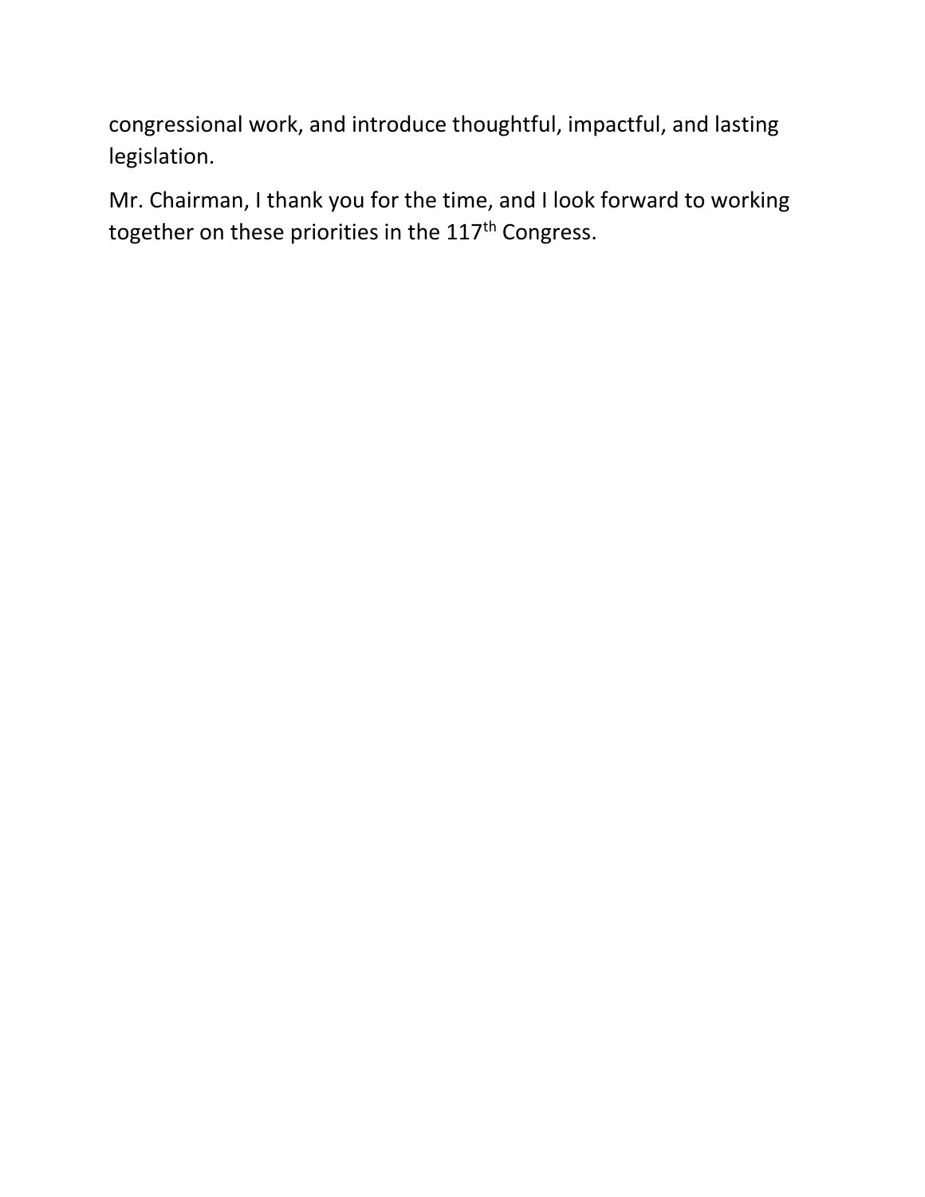congressional work, and introduce thoughtful, impactful, and lasting legislation.

Mr. Chairman, I thank you for the time, and I look forward to working together on these priorities in the 117th Congress.